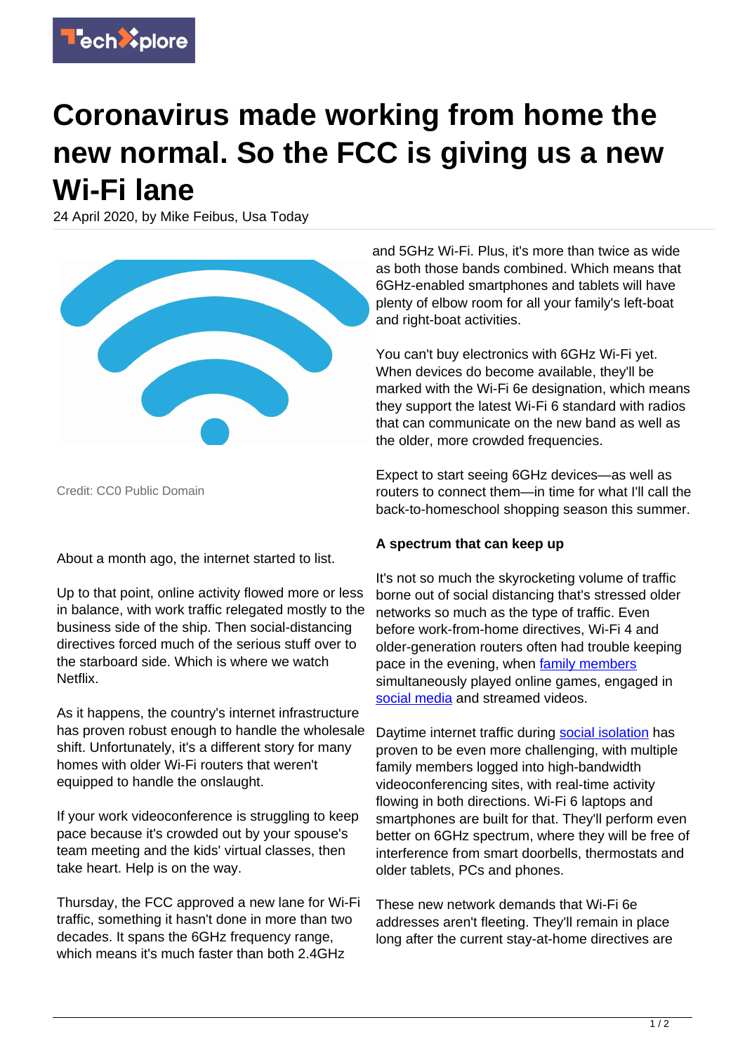# Coronavirus made working from home the new normal. So the FCC is giving us a new Wi-Fi lane

24 April 2020, by Mike Feibus, Usa Today

Credit: CC0 Public Domain

About a month ago, the internet started to list.

Up to that point, online activity flowed more or less in balance, with work traffic relegated mostly to the business side of the ship. Then social-distancing directives forced much of the serious stuff over to the starboard side. Which is where we watch Netflix.

As it happens, the country's internet infrastructure has proven robust enough to handle the wholesale shift. Unfortunately, it's a different story for many homes with older Wi-Fi routers that weren't equipped to handle the onslaught.

If your work videoconference is struggling to keep pace because it's crowded out by your spouse's team meeting and the kids' virtual classes, then take heart. Help is on the way.

Thursday, the FCC approved a new lane for Wi-Fi traffic, something it hasn't done in more than two decades. It spans the 6GHz frequency range, which means it's much faster than both 2.4GHz and 5GHz Wi-Fi. Plus, it's more than twice as wide as both those bands combined. Which means that 6GHz-enabled smartphones and tablets will have plenty of elbow room for all your family's left-boat and right-boat activities.

You can't buy electronics with 6GHz Wi-Fi yet. When devices do become available, they'll be marked with the Wi-Fi 6e designation, which means they support the latest Wi-Fi 6 standard with radios that can communicate on the new band as well as the older, more crowded frequencies.

Expect to start seeing 6GHz devices—as well as routers to connect them—in time for what I'll call the back-to-homeschool shopping season this summer.

**A spectrum that can keep up**

It's not so much the skyrocketing volume of traffic borne out of social distancing that's stressed older networks so much as the type of traffic. Even before work-from-home directives, Wi-Fi 4 and older-generation routers often had trouble keeping pace in the evening, when family members simultaneously played online games, engaged in social media and streamed videos.

Daytime internet traffic during social isolation has proven to be even more challenging, with multiple family members logged into high-bandwidth videoconferencing sites, with real-time activity flowing in both directions. Wi-Fi 6 laptops and smartphones are built for that. They'll perform even better on 6GHz spectrum, where they will be free of interference from smart doorbells, thermostats and older tablets, PCs and phones.

These new network demands that Wi-Fi 6e addresses aren't fleeting. They'll remain in place long after the current stay-at-home directives are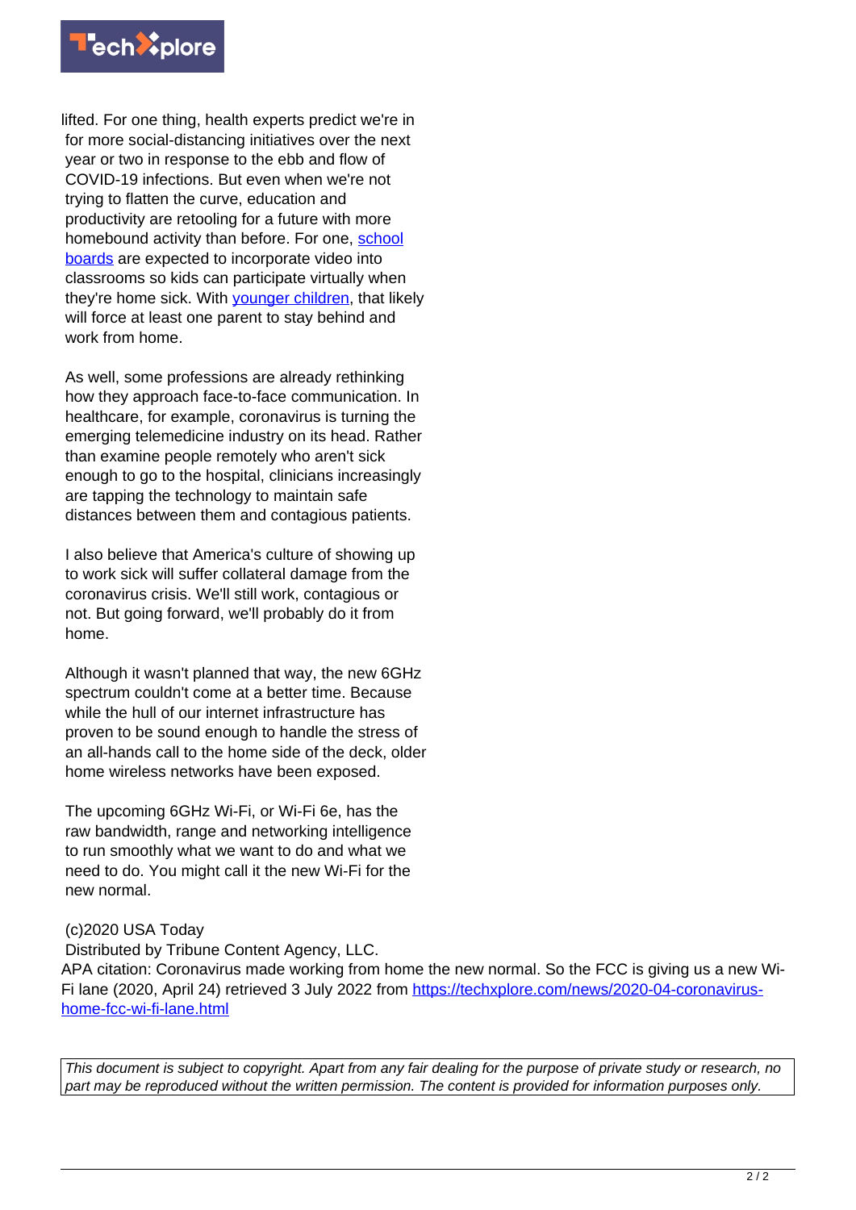lifted. For one thing, health experts predict we're in for more social-distancing initiatives over the next year or two in response to the ebb and flow of COVID-19 infections. But even when we're not trying to flatten the curve, education and productivity are retooling for a future with more homebound activity than before. For one, school boards are expected to incorporate video into classrooms so kids can participate virtually when they're home sick. With younger children, that likely will force at least one parent to stay behind and work from home.

As well, some professions are already rethinking how they approach face-to-face communication. In healthcare, for example, coronavirus is turning the emerging telemedicine industry on its head. Rather than examine people remotely who aren't sick enough to go to the hospital, clinicians increasingly are tapping the technology to maintain safe distances between them and contagious patients.

I also believe that America's culture of showing up to work sick will suffer collateral damage from the coronavirus crisis. We'll still work, contagious or not. But going forward, we'll probably do it from home.

Although it wasn't planned that way, the new 6GHz spectrum couldn't come at a better time. Because while the hull of our internet infrastructure has proven to be sound enough to handle the stress of an all-hands call to the home side of the deck, older home wireless networks have been exposed.

The upcoming 6GHz Wi-Fi, or Wi-Fi 6e, has the raw bandwidth, range and networking intelligence to run smoothly what we want to do and what we need to do. You might call it the new Wi-Fi for the new normal.

(c)2020 USA Today
Distributed by Tribune Content Agency, LLC.

APA citation: Coronavirus made working from home the new normal. So the FCC is giving us a new Wi-Fi lane (2020, April 24) retrieved 3 July 2022 from https://techxplore.com/news/2020-04-coronavirus-home-fcc-wi-fi-lane.html

*This document is subject to copyright. Apart from any fair dealing for the purpose of private study or research, no part may be reproduced without the written permission. The content is provided for information purposes only.*